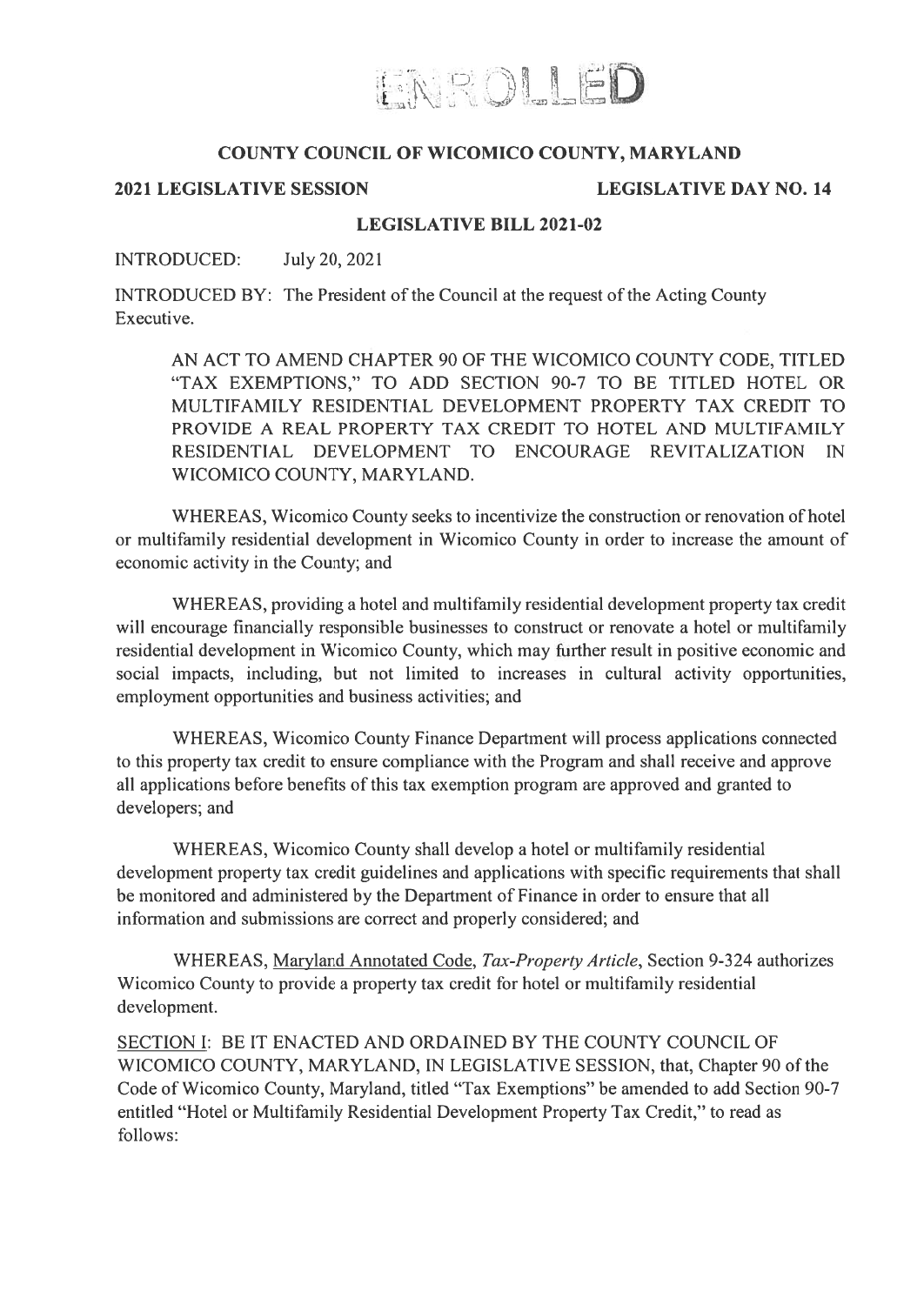ENROLLED

**COUNTY COUNCIL OF WICOMICO COUNTY, MARYLAND**

**2021 LEGISLATIVE SESSION** **LEGISLATIVE DAY NO. 14**

**LEGISLATIVE BILL 2021-02**

INTRODUCED: July 20, 2021

INTRODUCED BY: The President of the Council at the request of the Acting County Executive.

AN ACT TO AMEND CHAPTER 90 OF THE WICOMICO COUNTY CODE, TITLED "TAX EXEMPTIONS," TO ADD SECTION 90-7 TO BE TITLED HOTEL OR MULTIFAMILY RESIDENTIAL DEVELOPMENT PROPERTY TAX CREDIT TO PROVIDE A REAL PROPERTY TAX CREDIT TO HOTEL AND MULTIFAMILY RESIDENTIAL DEVELOPMENT TO ENCOURAGE REVITALIZATION IN WICOMICO COUNTY, MARYLAND.

WHEREAS, Wicomico County seeks to incentivize the construction or renovation of hotel or multifamily residential development in Wicomico County in order to increase the amount of economic activity in the County; and

WHEREAS, providing a hotel and multifamily residential development property tax credit will encourage financially responsible businesses to construct or renovate a hotel or multifamily residential development in Wicomico County, which may further result in positive economic and social impacts, including, but not limited to increases in cultural activity opportunities, employment opportunities and business activities; and

WHEREAS, Wicomico County Finance Department will process applications connected to this property tax credit to ensure compliance with the Program and shall receive and approve all applications before benefits of this tax exemption program are approved and granted to developers; and

WHEREAS, Wicomico County shall develop a hotel or multifamily residential development property tax credit guidelines and applications with specific requirements that shall be monitored and administered by the Department of Finance in order to ensure that all information and submissions are correct and properly considered; and

WHEREAS, Maryland Annotated Code, *Tax-Property Article*, Section 9-324 authorizes Wicomico County to provide a property tax credit for hotel or multifamily residential development.

SECTION I: BE IT ENACTED AND ORDAINED BY THE COUNTY COUNCIL OF WICOMICO COUNTY, MARYLAND, IN LEGISLATIVE SESSION, that, Chapter 90 of the Code of Wicomico County, Maryland, titled "Tax Exemptions" be amended to add Section 90-7 entitled "Hotel or Multifamily Residential Development Property Tax Credit," to read as follows: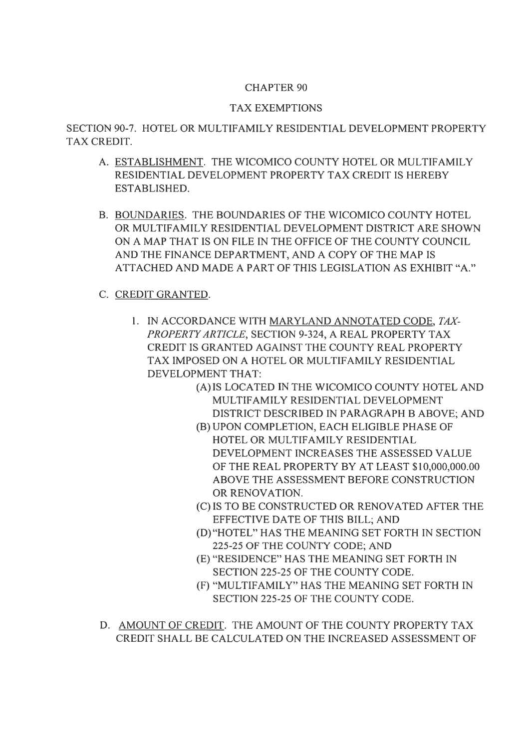CHAPTER 90

TAX EXEMPTIONS

SECTION 90-7. HOTEL OR MULTIFAMILY RESIDENTIAL DEVELOPMENT PROPERTY TAX CREDIT.

A. ESTABLISHMENT. THE WICOMICO COUNTY HOTEL OR MULTIFAMILY RESIDENTIAL DEVELOPMENT PROPERTY TAX CREDIT IS HEREBY ESTABLISHED.

B. BOUNDARIES. THE BOUNDARIES OF THE WICOMICO COUNTY HOTEL OR MULTIFAMILY RESIDENTIAL DEVELOPMENT DISTRICT ARE SHOWN ON A MAP THAT IS ON FILE IN THE OFFICE OF THE COUNTY COUNCIL AND THE FINANCE DEPARTMENT, AND A COPY OF THE MAP IS ATTACHED AND MADE A PART OF THIS LEGISLATION AS EXHIBIT "A."

C. CREDIT GRANTED.

1. IN ACCORDANCE WITH MARYLAND ANNOTATED CODE, *TAX-PROPERTY ARTICLE*, SECTION 9-324, A REAL PROPERTY TAX CREDIT IS GRANTED AGAINST THE COUNTY REAL PROPERTY TAX IMPOSED ON A HOTEL OR MULTIFAMILY RESIDENTIAL DEVELOPMENT THAT:

   (A) IS LOCATED IN THE WICOMICO COUNTY HOTEL AND MULTIFAMILY RESIDENTIAL DEVELOPMENT DISTRICT DESCRIBED IN PARAGRAPH B ABOVE; AND

   (B) UPON COMPLETION, EACH ELIGIBLE PHASE OF HOTEL OR MULTIFAMILY RESIDENTIAL DEVELOPMENT INCREASES THE ASSESSED VALUE OF THE REAL PROPERTY BY AT LEAST $10,000,000.00 ABOVE THE ASSESSMENT BEFORE CONSTRUCTION OR RENOVATION.

   (C) IS TO BE CONSTRUCTED OR RENOVATED AFTER THE EFFECTIVE DATE OF THIS BILL; AND

   (D) "HOTEL" HAS THE MEANING SET FORTH IN SECTION 225-25 OF THE COUNTY CODE; AND

   (E) "RESIDENCE" HAS THE MEANING SET FORTH IN SECTION 225-25 OF THE COUNTY CODE.

   (F) "MULTIFAMILY" HAS THE MEANING SET FORTH IN SECTION 225-25 OF THE COUNTY CODE.

D. AMOUNT OF CREDIT. THE AMOUNT OF THE COUNTY PROPERTY TAX CREDIT SHALL BE CALCULATED ON THE INCREASED ASSESSMENT OF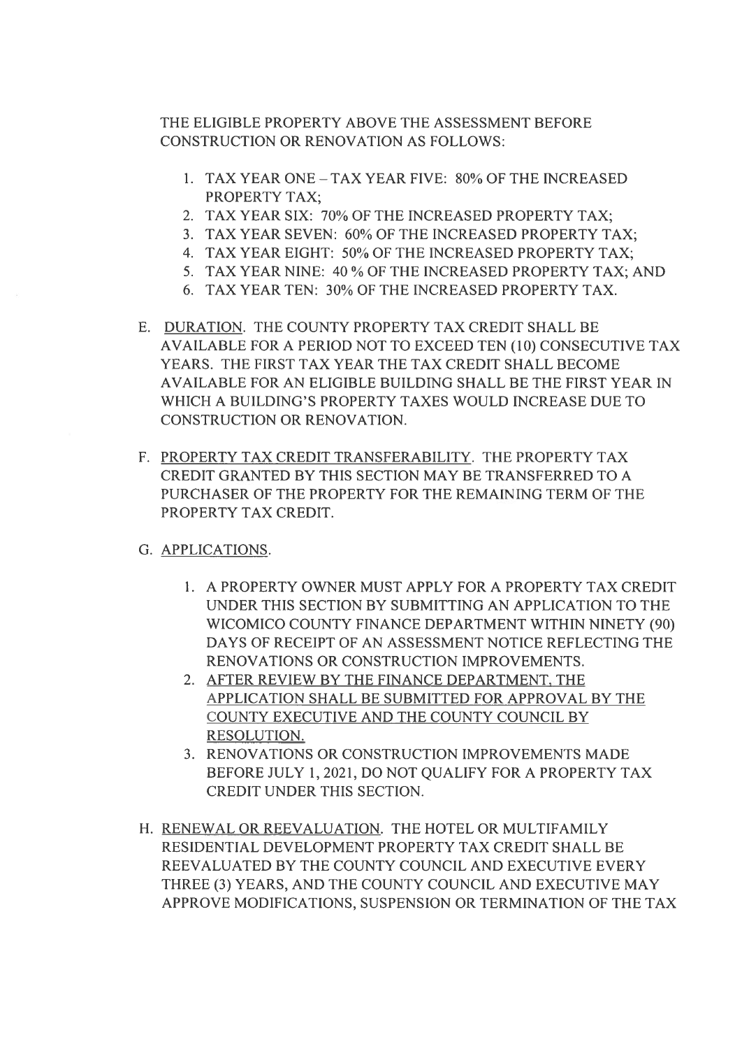THE ELIGIBLE PROPERTY ABOVE THE ASSESSMENT BEFORE CONSTRUCTION OR RENOVATION AS FOLLOWS:

1. TAX YEAR ONE – TAX YEAR FIVE: 80% OF THE INCREASED PROPERTY TAX;
2. TAX YEAR SIX: 70% OF THE INCREASED PROPERTY TAX;
3. TAX YEAR SEVEN: 60% OF THE INCREASED PROPERTY TAX;
4. TAX YEAR EIGHT: 50% OF THE INCREASED PROPERTY TAX;
5. TAX YEAR NINE: 40 % OF THE INCREASED PROPERTY TAX; AND
6. TAX YEAR TEN: 30% OF THE INCREASED PROPERTY TAX.

E. <u>DURATION</u>. THE COUNTY PROPERTY TAX CREDIT SHALL BE AVAILABLE FOR A PERIOD NOT TO EXCEED TEN (10) CONSECUTIVE TAX YEARS. THE FIRST TAX YEAR THE TAX CREDIT SHALL BECOME AVAILABLE FOR AN ELIGIBLE BUILDING SHALL BE THE FIRST YEAR IN WHICH A BUILDING'S PROPERTY TAXES WOULD INCREASE DUE TO CONSTRUCTION OR RENOVATION.

F. <u>PROPERTY TAX CREDIT TRANSFERABILITY</u>. THE PROPERTY TAX CREDIT GRANTED BY THIS SECTION MAY BE TRANSFERRED TO A PURCHASER OF THE PROPERTY FOR THE REMAINING TERM OF THE PROPERTY TAX CREDIT.

G. <u>APPLICATIONS</u>.

1. A PROPERTY OWNER MUST APPLY FOR A PROPERTY TAX CREDIT UNDER THIS SECTION BY SUBMITTING AN APPLICATION TO THE WICOMICO COUNTY FINANCE DEPARTMENT WITHIN NINETY (90) DAYS OF RECEIPT OF AN ASSESSMENT NOTICE REFLECTING THE RENOVATIONS OR CONSTRUCTION IMPROVEMENTS.
2. <u>AFTER REVIEW BY THE FINANCE DEPARTMENT, THE APPLICATION SHALL BE SUBMITTED FOR APPROVAL BY THE COUNTY EXECUTIVE AND THE COUNTY COUNCIL BY RESOLUTION.</u>
3. RENOVATIONS OR CONSTRUCTION IMPROVEMENTS MADE BEFORE JULY 1, 2021, DO NOT QUALIFY FOR A PROPERTY TAX CREDIT UNDER THIS SECTION.

H. <u>RENEWAL OR REEVALUATION</u>. THE HOTEL OR MULTIFAMILY RESIDENTIAL DEVELOPMENT PROPERTY TAX CREDIT SHALL BE REEVALUATED BY THE COUNTY COUNCIL AND EXECUTIVE EVERY THREE (3) YEARS, AND THE COUNTY COUNCIL AND EXECUTIVE MAY APPROVE MODIFICATIONS, SUSPENSION OR TERMINATION OF THE TAX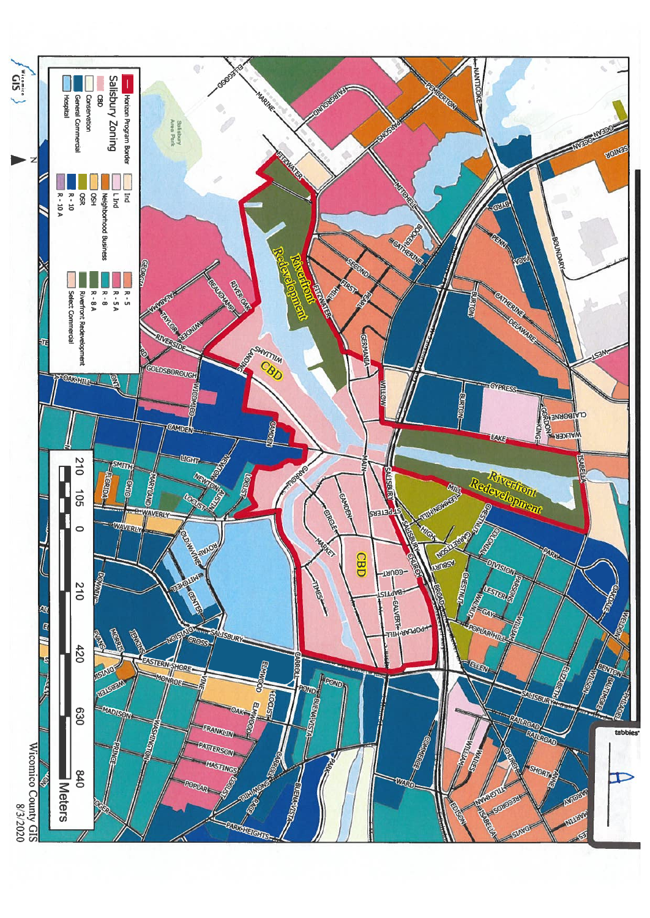# Salisbury Zoning

- Horizon Program Border
- CBD
- Conservation
- General Commercial
- Hospital
- Ind
- L Ind
- Neighborhood Business
- OSH
- QSR
- R - 10
- R - 10 A
- R - 5
- R - 5 A
- R - 8
- R - 8 A
- Riverfront Redevelopment
- Select Commercial

Riverfront Redevelopment

CBD

Riverfront Redevelopment

CBD

210 105 0 210 420 630 840 Meters

Wicomico County GIS
8/3/2020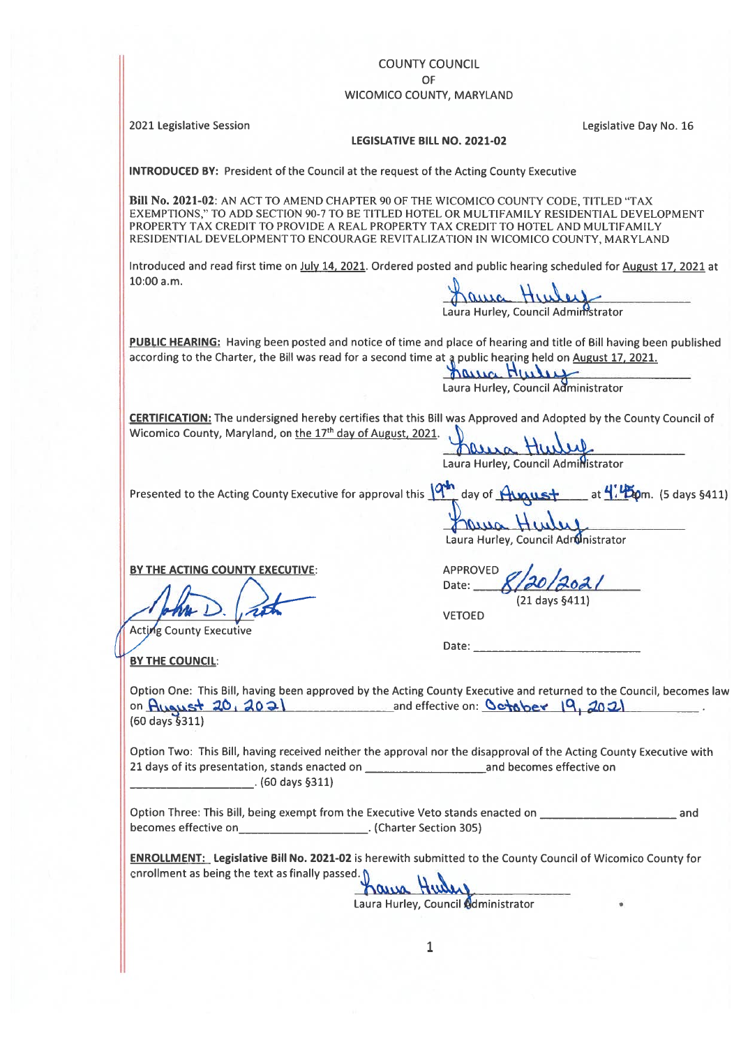COUNTY COUNCIL
OF
WICOMICO COUNTY, MARYLAND

2021 Legislative Session

Legislative Day No. 16

**LEGISLATIVE BILL NO. 2021-02**

**INTRODUCED BY:** President of the Council at the request of the Acting County Executive

**Bill No. 2021-02**: AN ACT TO AMEND CHAPTER 90 OF THE WICOMICO COUNTY CODE, TITLED "TAX EXEMPTIONS," TO ADD SECTION 90-7 TO BE TITLED HOTEL OR MULTIFAMILY RESIDENTIAL DEVELOPMENT PROPERTY TAX CREDIT TO PROVIDE A REAL PROPERTY TAX CREDIT TO HOTEL AND MULTIFAMILY RESIDENTIAL DEVELOPMENT TO ENCOURAGE REVITALIZATION IN WICOMICO COUNTY, MARYLAND

Introduced and read first time on July 14, 2021. Ordered posted and public hearing scheduled for August 17, 2021 at 10:00 a.m.

Laura Hurley
Laura Hurley, Council Administrator

**PUBLIC HEARING:** Having been posted and notice of time and place of hearing and title of Bill having been published according to the Charter, the Bill was read for a second time at a public hearing held on August 17, 2021.

Laura Hurley
Laura Hurley, Council Administrator

**CERTIFICATION:** The undersigned hereby certifies that this Bill was Approved and Adopted by the County Council of Wicomico County, Maryland, on the 17th day of August, 2021.

Laura Hurley
Laura Hurley, Council Administrator

Presented to the Acting County Executive for approval this 19th day of August at 4:45pm. (5 days §411)

Laura Hurley
Laura Hurley, Council Administrator

**BY THE ACTING COUNTY EXECUTIVE:**

John D. Psota
Acting County Executive

APPROVED
Date: 8/20/2021
(21 days §411)

VETOED

Date: \_\_\_\_\_\_\_\_\_\_\_\_\_\_\_\_\_\_\_\_

**BY THE COUNCIL:**

Option One: This Bill, having been approved by the Acting County Executive and returned to the Council, becomes law on August 20, 2021 and effective on: October 19, 2021. (60 days §311)

Option Two: This Bill, having received neither the approval nor the disapproval of the Acting County Executive with 21 days of its presentation, stands enacted on \_\_\_\_\_\_\_\_\_\_\_\_\_\_\_\_\_\_ and becomes effective on \_\_\_\_\_\_\_\_\_\_\_\_\_\_\_\_\_\_. (60 days §311)

Option Three: This Bill, being exempt from the Executive Veto stands enacted on \_\_\_\_\_\_\_\_\_\_\_\_\_\_\_\_\_\_ and becomes effective on\_\_\_\_\_\_\_\_\_\_\_\_\_\_\_\_\_\_. (Charter Section 305)

**ENROLLMENT: Legislative Bill No. 2021-02** is herewith submitted to the County Council of Wicomico County for enrollment as being the text as finally passed.

Laura Hurley
Laura Hurley, Council Administrator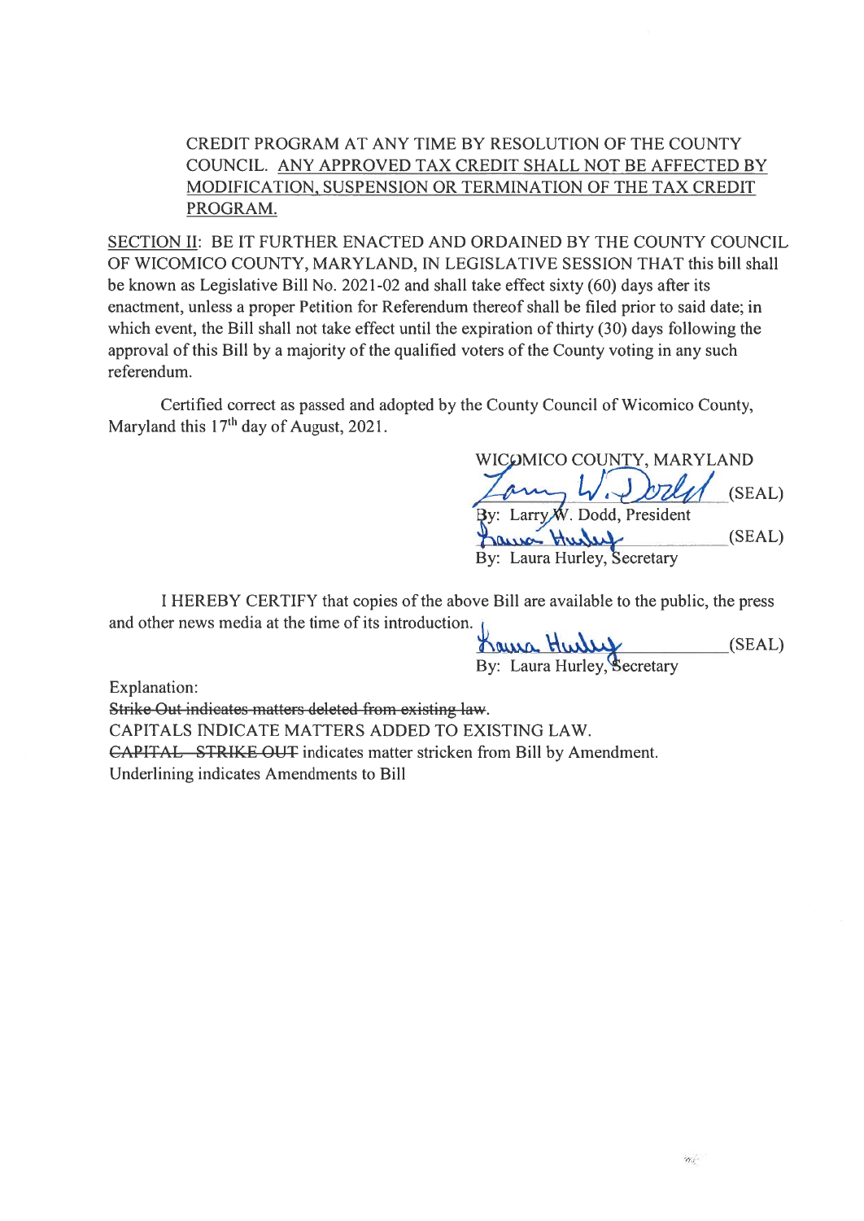CREDIT PROGRAM AT ANY TIME BY RESOLUTION OF THE COUNTY COUNCIL. <u>ANY APPROVED TAX CREDIT SHALL NOT BE AFFECTED BY MODIFICATION, SUSPENSION OR TERMINATION OF THE TAX CREDIT PROGRAM.</u>

<u>SECTION II</u>: BE IT FURTHER ENACTED AND ORDAINED BY THE COUNTY COUNCIL OF WICOMICO COUNTY, MARYLAND, IN LEGISLATIVE SESSION THAT this bill shall be known as Legislative Bill No. 2021-02 and shall take effect sixty (60) days after its enactment, unless a proper Petition for Referendum thereof shall be filed prior to said date; in which event, the Bill shall not take effect until the expiration of thirty (30) days following the approval of this Bill by a majority of the qualified voters of the County voting in any such referendum.

Certified correct as passed and adopted by the County Council of Wicomico County, Maryland this 17th day of August, 2021.

WICOMICO COUNTY, MARYLAND

_________________________ (SEAL)
By: Larry W. Dodd, President

_________________________ (SEAL)
By: Laura Hurley, Secretary

I HEREBY CERTIFY that copies of the above Bill are available to the public, the press and other news media at the time of its introduction.

_________________________ (SEAL)
By: Laura Hurley, Secretary

Explanation:
~~Strike Out indicates matters deleted from existing law.~~
CAPITALS INDICATE MATTERS ADDED TO EXISTING LAW.
~~CAPITAL STRIKE OUT~~ indicates matter stricken from Bill by Amendment.
<u>Underlining indicates Amendments to Bill</u>